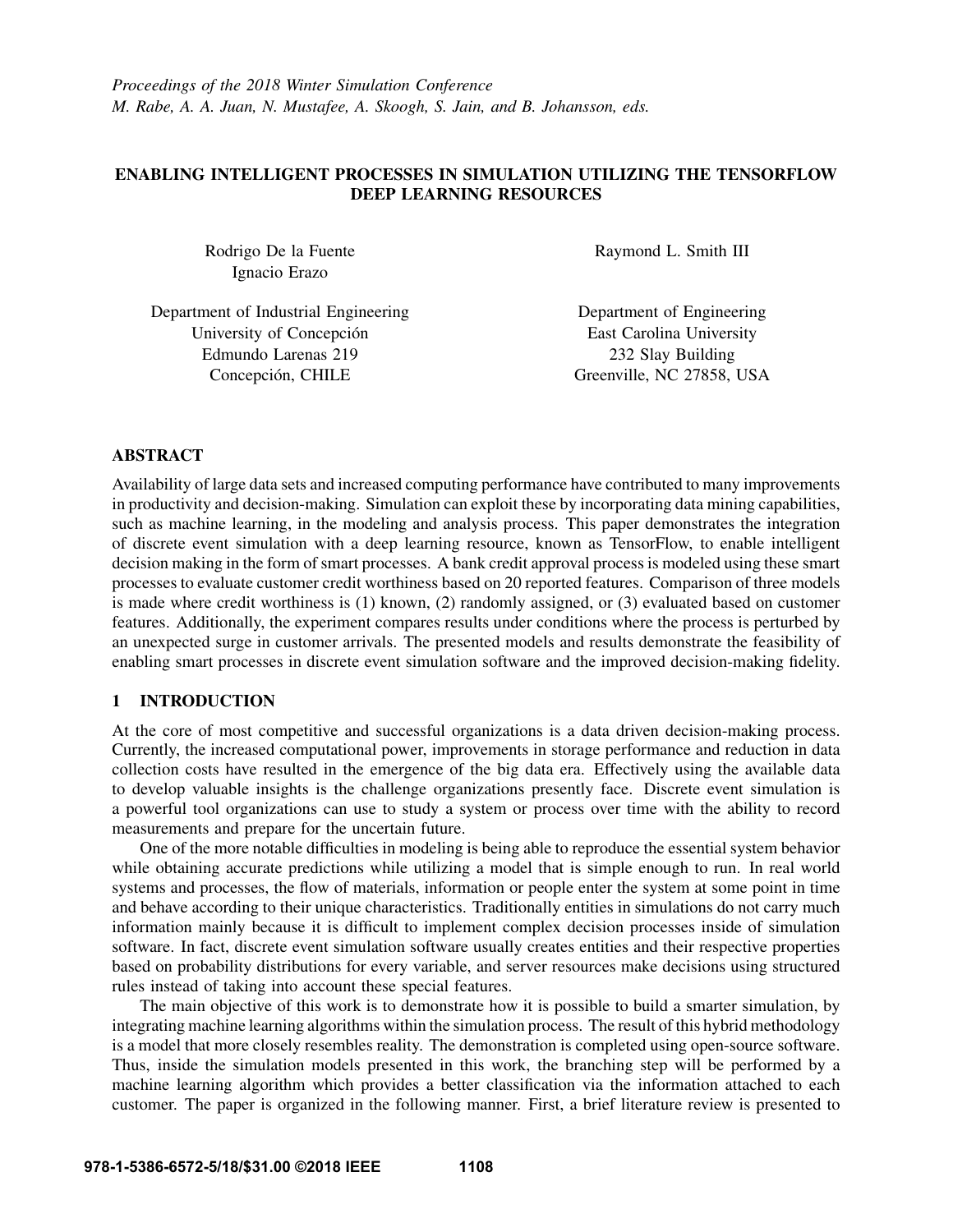*Proceedings of the 2018 Winter Simulation Conference*
*M. Rabe, A. A. Juan, N. Mustafee, A. Skoogh, S. Jain, and B. Johansson, eds.*

# ENABLING INTELLIGENT PROCESSES IN SIMULATION UTILIZING THE TENSORFLOW DEEP LEARNING RESOURCES

Rodrigo De la Fuente
Ignacio Erazo

Department of Industrial Engineering
University of Concepción
Edmundo Larenas 219
Concepción, CHILE

Raymond L. Smith III

Department of Engineering
East Carolina University
232 Slay Building
Greenville, NC 27858, USA

## ABSTRACT

Availability of large data sets and increased computing performance have contributed to many improvements in productivity and decision-making. Simulation can exploit these by incorporating data mining capabilities, such as machine learning, in the modeling and analysis process. This paper demonstrates the integration of discrete event simulation with a deep learning resource, known as TensorFlow, to enable intelligent decision making in the form of smart processes. A bank credit approval process is modeled using these smart processes to evaluate customer credit worthiness based on 20 reported features. Comparison of three models is made where credit worthiness is (1) known, (2) randomly assigned, or (3) evaluated based on customer features. Additionally, the experiment compares results under conditions where the process is perturbed by an unexpected surge in customer arrivals. The presented models and results demonstrate the feasibility of enabling smart processes in discrete event simulation software and the improved decision-making fidelity.

## 1 INTRODUCTION

At the core of most competitive and successful organizations is a data driven decision-making process. Currently, the increased computational power, improvements in storage performance and reduction in data collection costs have resulted in the emergence of the big data era. Effectively using the available data to develop valuable insights is the challenge organizations presently face. Discrete event simulation is a powerful tool organizations can use to study a system or process over time with the ability to record measurements and prepare for the uncertain future.

One of the more notable difficulties in modeling is being able to reproduce the essential system behavior while obtaining accurate predictions while utilizing a model that is simple enough to run. In real world systems and processes, the flow of materials, information or people enter the system at some point in time and behave according to their unique characteristics. Traditionally entities in simulations do not carry much information mainly because it is difficult to implement complex decision processes inside of simulation software. In fact, discrete event simulation software usually creates entities and their respective properties based on probability distributions for every variable, and server resources make decisions using structured rules instead of taking into account these special features.

The main objective of this work is to demonstrate how it is possible to build a smarter simulation, by integrating machine learning algorithms within the simulation process. The result of this hybrid methodology is a model that more closely resembles reality. The demonstration is completed using open-source software. Thus, inside the simulation models presented in this work, the branching step will be performed by a machine learning algorithm which provides a better classification via the information attached to each customer. The paper is organized in the following manner. First, a brief literature review is presented to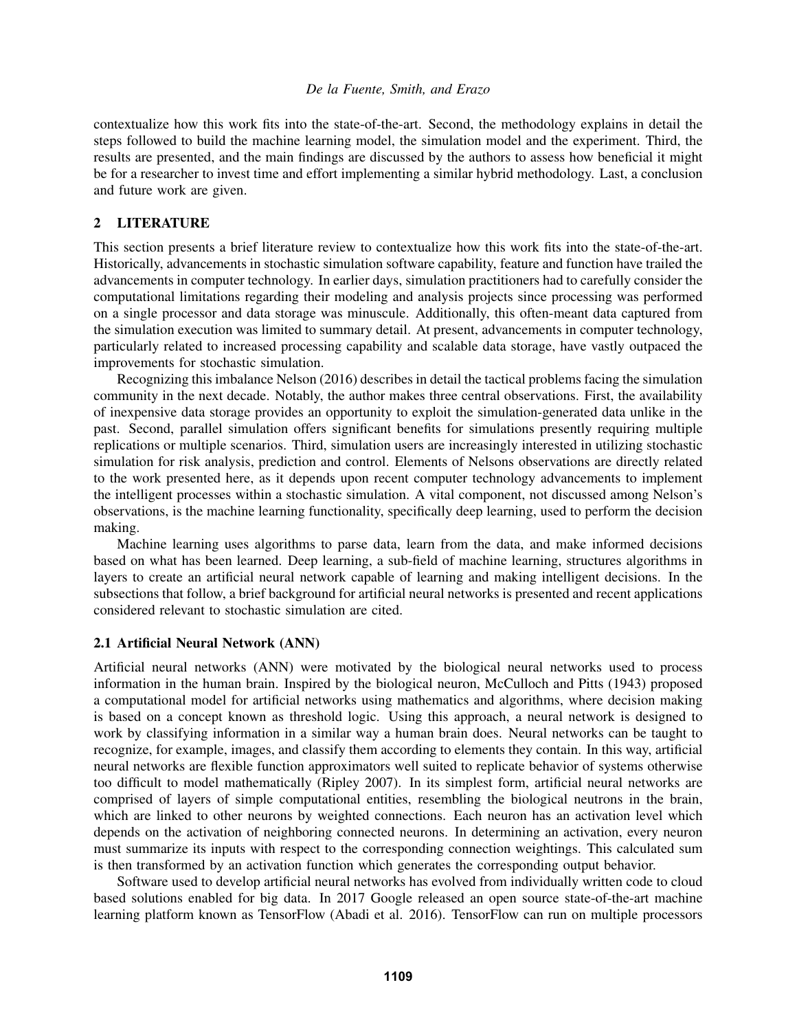contextualize how this work fits into the state-of-the-art. Second, the methodology explains in detail the steps followed to build the machine learning model, the simulation model and the experiment. Third, the results are presented, and the main findings are discussed by the authors to assess how beneficial it might be for a researcher to invest time and effort implementing a similar hybrid methodology. Last, a conclusion and future work are given.

## 2 LITERATURE

This section presents a brief literature review to contextualize how this work fits into the state-of-the-art. Historically, advancements in stochastic simulation software capability, feature and function have trailed the advancements in computer technology. In earlier days, simulation practitioners had to carefully consider the computational limitations regarding their modeling and analysis projects since processing was performed on a single processor and data storage was minuscule. Additionally, this often-meant data captured from the simulation execution was limited to summary detail. At present, advancements in computer technology, particularly related to increased processing capability and scalable data storage, have vastly outpaced the improvements for stochastic simulation.

Recognizing this imbalance Nelson (2016) describes in detail the tactical problems facing the simulation community in the next decade. Notably, the author makes three central observations. First, the availability of inexpensive data storage provides an opportunity to exploit the simulation-generated data unlike in the past. Second, parallel simulation offers significant benefits for simulations presently requiring multiple replications or multiple scenarios. Third, simulation users are increasingly interested in utilizing stochastic simulation for risk analysis, prediction and control. Elements of Nelsons observations are directly related to the work presented here, as it depends upon recent computer technology advancements to implement the intelligent processes within a stochastic simulation. A vital component, not discussed among Nelson's observations, is the machine learning functionality, specifically deep learning, used to perform the decision making.

Machine learning uses algorithms to parse data, learn from the data, and make informed decisions based on what has been learned. Deep learning, a sub-field of machine learning, structures algorithms in layers to create an artificial neural network capable of learning and making intelligent decisions. In the subsections that follow, a brief background for artificial neural networks is presented and recent applications considered relevant to stochastic simulation are cited.

### 2.1 Artificial Neural Network (ANN)

Artificial neural networks (ANN) were motivated by the biological neural networks used to process information in the human brain. Inspired by the biological neuron, McCulloch and Pitts (1943) proposed a computational model for artificial networks using mathematics and algorithms, where decision making is based on a concept known as threshold logic. Using this approach, a neural network is designed to work by classifying information in a similar way a human brain does. Neural networks can be taught to recognize, for example, images, and classify them according to elements they contain. In this way, artificial neural networks are flexible function approximators well suited to replicate behavior of systems otherwise too difficult to model mathematically (Ripley 2007). In its simplest form, artificial neural networks are comprised of layers of simple computational entities, resembling the biological neutrons in the brain, which are linked to other neurons by weighted connections. Each neuron has an activation level which depends on the activation of neighboring connected neurons. In determining an activation, every neuron must summarize its inputs with respect to the corresponding connection weightings. This calculated sum is then transformed by an activation function which generates the corresponding output behavior.

Software used to develop artificial neural networks has evolved from individually written code to cloud based solutions enabled for big data. In 2017 Google released an open source state-of-the-art machine learning platform known as TensorFlow (Abadi et al. 2016). TensorFlow can run on multiple processors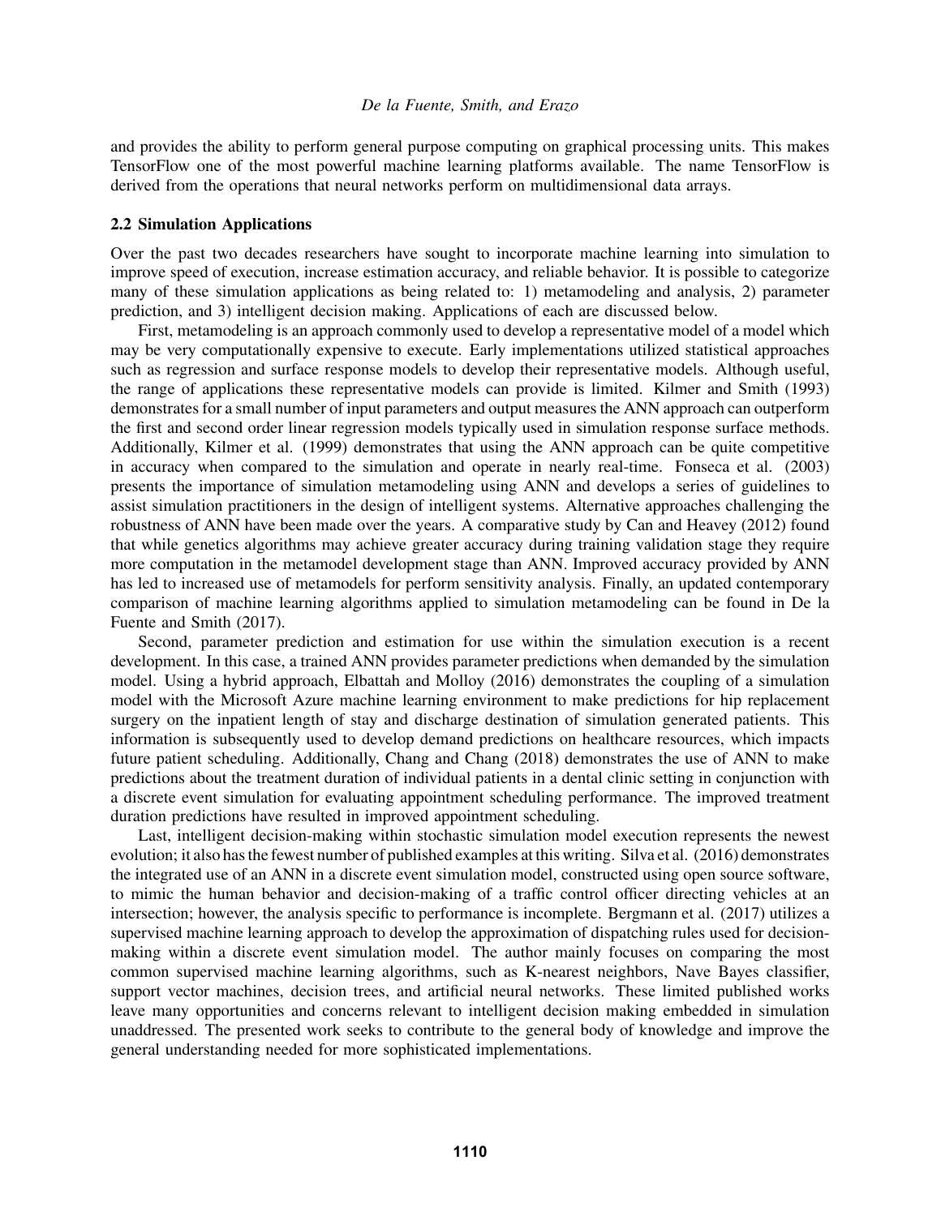and provides the ability to perform general purpose computing on graphical processing units. This makes TensorFlow one of the most powerful machine learning platforms available. The name TensorFlow is derived from the operations that neural networks perform on multidimensional data arrays.

### 2.2 Simulation Applications

Over the past two decades researchers have sought to incorporate machine learning into simulation to improve speed of execution, increase estimation accuracy, and reliable behavior. It is possible to categorize many of these simulation applications as being related to: 1) metamodeling and analysis, 2) parameter prediction, and 3) intelligent decision making. Applications of each are discussed below.

First, metamodeling is an approach commonly used to develop a representative model of a model which may be very computationally expensive to execute. Early implementations utilized statistical approaches such as regression and surface response models to develop their representative models. Although useful, the range of applications these representative models can provide is limited. Kilmer and Smith (1993) demonstrates for a small number of input parameters and output measures the ANN approach can outperform the first and second order linear regression models typically used in simulation response surface methods. Additionally, Kilmer et al. (1999) demonstrates that using the ANN approach can be quite competitive in accuracy when compared to the simulation and operate in nearly real-time. Fonseca et al. (2003) presents the importance of simulation metamodeling using ANN and develops a series of guidelines to assist simulation practitioners in the design of intelligent systems. Alternative approaches challenging the robustness of ANN have been made over the years. A comparative study by Can and Heavey (2012) found that while genetics algorithms may achieve greater accuracy during training validation stage they require more computation in the metamodel development stage than ANN. Improved accuracy provided by ANN has led to increased use of metamodels for perform sensitivity analysis. Finally, an updated contemporary comparison of machine learning algorithms applied to simulation metamodeling can be found in De la Fuente and Smith (2017).

Second, parameter prediction and estimation for use within the simulation execution is a recent development. In this case, a trained ANN provides parameter predictions when demanded by the simulation model. Using a hybrid approach, Elbattah and Molloy (2016) demonstrates the coupling of a simulation model with the Microsoft Azure machine learning environment to make predictions for hip replacement surgery on the inpatient length of stay and discharge destination of simulation generated patients. This information is subsequently used to develop demand predictions on healthcare resources, which impacts future patient scheduling. Additionally, Chang and Chang (2018) demonstrates the use of ANN to make predictions about the treatment duration of individual patients in a dental clinic setting in conjunction with a discrete event simulation for evaluating appointment scheduling performance. The improved treatment duration predictions have resulted in improved appointment scheduling.

Last, intelligent decision-making within stochastic simulation model execution represents the newest evolution; it also has the fewest number of published examples at this writing. Silva et al. (2016) demonstrates the integrated use of an ANN in a discrete event simulation model, constructed using open source software, to mimic the human behavior and decision-making of a traffic control officer directing vehicles at an intersection; however, the analysis specific to performance is incomplete. Bergmann et al. (2017) utilizes a supervised machine learning approach to develop the approximation of dispatching rules used for decision-making within a discrete event simulation model. The author mainly focuses on comparing the most common supervised machine learning algorithms, such as K-nearest neighbors, Nave Bayes classifier, support vector machines, decision trees, and artificial neural networks. These limited published works leave many opportunities and concerns relevant to intelligent decision making embedded in simulation unaddressed. The presented work seeks to contribute to the general body of knowledge and improve the general understanding needed for more sophisticated implementations.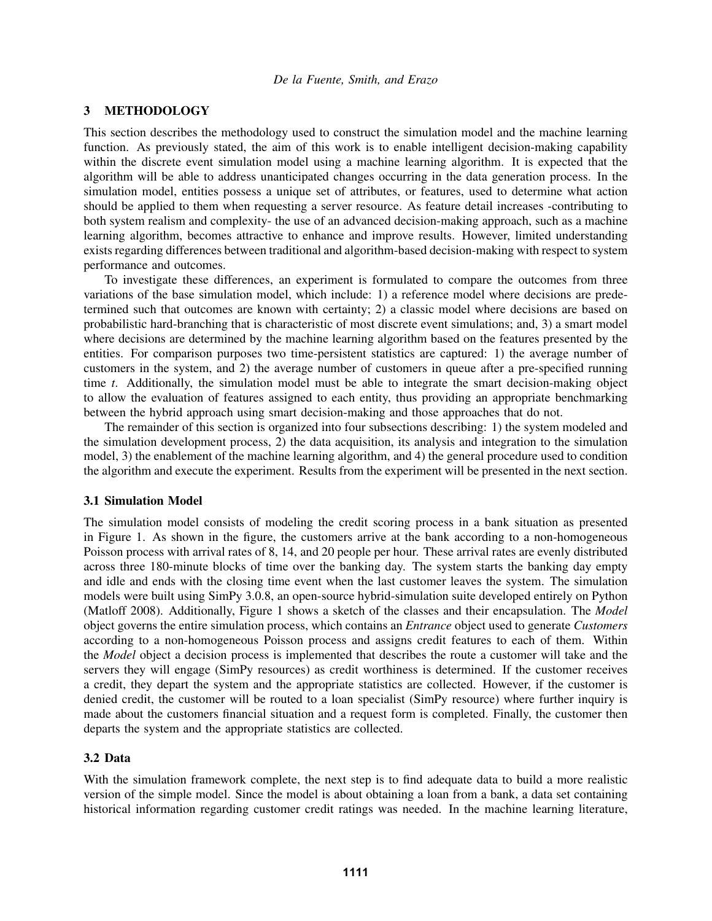## 3 METHODOLOGY

This section describes the methodology used to construct the simulation model and the machine learning function. As previously stated, the aim of this work is to enable intelligent decision-making capability within the discrete event simulation model using a machine learning algorithm. It is expected that the algorithm will be able to address unanticipated changes occurring in the data generation process. In the simulation model, entities possess a unique set of attributes, or features, used to determine what action should be applied to them when requesting a server resource. As feature detail increases -contributing to both system realism and complexity- the use of an advanced decision-making approach, such as a machine learning algorithm, becomes attractive to enhance and improve results. However, limited understanding exists regarding differences between traditional and algorithm-based decision-making with respect to system performance and outcomes.

To investigate these differences, an experiment is formulated to compare the outcomes from three variations of the base simulation model, which include: 1) a reference model where decisions are predetermined such that outcomes are known with certainty; 2) a classic model where decisions are based on probabilistic hard-branching that is characteristic of most discrete event simulations; and, 3) a smart model where decisions are determined by the machine learning algorithm based on the features presented by the entities. For comparison purposes two time-persistent statistics are captured: 1) the average number of customers in the system, and 2) the average number of customers in queue after a pre-specified running time *t*. Additionally, the simulation model must be able to integrate the smart decision-making object to allow the evaluation of features assigned to each entity, thus providing an appropriate benchmarking between the hybrid approach using smart decision-making and those approaches that do not.

The remainder of this section is organized into four subsections describing: 1) the system modeled and the simulation development process, 2) the data acquisition, its analysis and integration to the simulation model, 3) the enablement of the machine learning algorithm, and 4) the general procedure used to condition the algorithm and execute the experiment. Results from the experiment will be presented in the next section.

### 3.1 Simulation Model

The simulation model consists of modeling the credit scoring process in a bank situation as presented in Figure 1. As shown in the figure, the customers arrive at the bank according to a non-homogeneous Poisson process with arrival rates of 8, 14, and 20 people per hour. These arrival rates are evenly distributed across three 180-minute blocks of time over the banking day. The system starts the banking day empty and idle and ends with the closing time event when the last customer leaves the system. The simulation models were built using SimPy 3.0.8, an open-source hybrid-simulation suite developed entirely on Python (Matloff 2008). Additionally, Figure 1 shows a sketch of the classes and their encapsulation. The *Model* object governs the entire simulation process, which contains an *Entrance* object used to generate *Customers* according to a non-homogeneous Poisson process and assigns credit features to each of them. Within the *Model* object a decision process is implemented that describes the route a customer will take and the servers they will engage (SimPy resources) as credit worthiness is determined. If the customer receives a credit, they depart the system and the appropriate statistics are collected. However, if the customer is denied credit, the customer will be routed to a loan specialist (SimPy resource) where further inquiry is made about the customers financial situation and a request form is completed. Finally, the customer then departs the system and the appropriate statistics are collected.

### 3.2 Data

With the simulation framework complete, the next step is to find adequate data to build a more realistic version of the simple model. Since the model is about obtaining a loan from a bank, a data set containing historical information regarding customer credit ratings was needed. In the machine learning literature,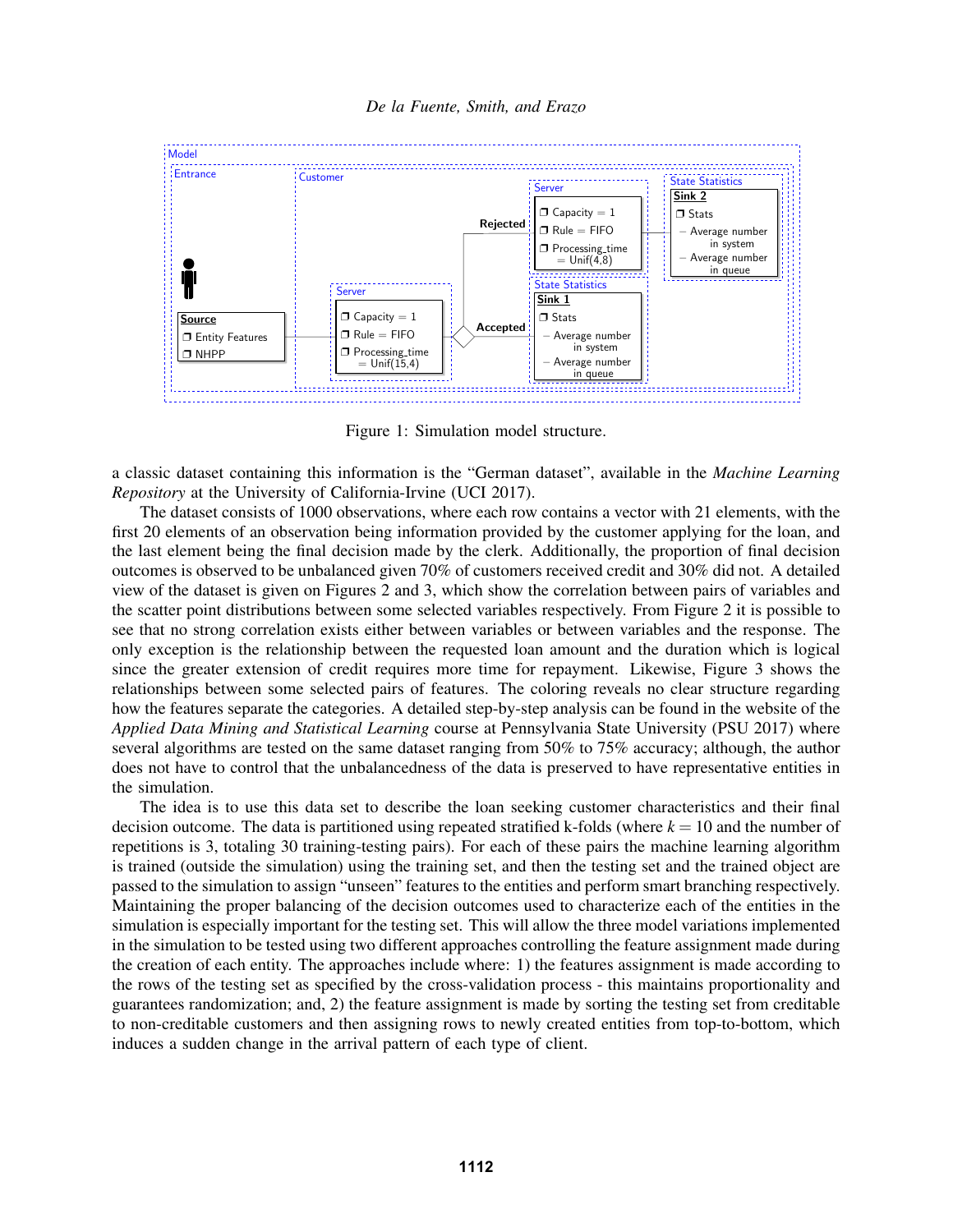Figure 1: Simulation model structure.

a classic dataset containing this information is the "German dataset", available in the *Machine Learning Repository* at the University of California-Irvine (UCI 2017).

The dataset consists of 1000 observations, where each row contains a vector with 21 elements, with the first 20 elements of an observation being information provided by the customer applying for the loan, and the last element being the final decision made by the clerk. Additionally, the proportion of final decision outcomes is observed to be unbalanced given 70% of customers received credit and 30% did not. A detailed view of the dataset is given on Figures 2 and 3, which show the correlation between pairs of variables and the scatter point distributions between some selected variables respectively. From Figure 2 it is possible to see that no strong correlation exists either between variables or between variables and the response. The only exception is the relationship between the requested loan amount and the duration which is logical since the greater extension of credit requires more time for repayment. Likewise, Figure 3 shows the relationships between some selected pairs of features. The coloring reveals no clear structure regarding how the features separate the categories. A detailed step-by-step analysis can be found in the website of the *Applied Data Mining and Statistical Learning* course at Pennsylvania State University (PSU 2017) where several algorithms are tested on the same dataset ranging from 50% to 75% accuracy; although, the author does not have to control that the unbalancedness of the data is preserved to have representative entities in the simulation.

The idea is to use this data set to describe the loan seeking customer characteristics and their final decision outcome. The data is partitioned using repeated stratified k-folds (where $k = 10$ and the number of repetitions is 3, totaling 30 training-testing pairs). For each of these pairs the machine learning algorithm is trained (outside the simulation) using the training set, and then the testing set and the trained object are passed to the simulation to assign "unseen" features to the entities and perform smart branching respectively. Maintaining the proper balancing of the decision outcomes used to characterize each of the entities in the simulation is especially important for the testing set. This will allow the three model variations implemented in the simulation to be tested using two different approaches controlling the feature assignment made during the creation of each entity. The approaches include where: 1) the features assignment is made according to the rows of the testing set as specified by the cross-validation process - this maintains proportionality and guarantees randomization; and, 2) the feature assignment is made by sorting the testing set from creditable to non-creditable customers and then assigning rows to newly created entities from top-to-bottom, which induces a sudden change in the arrival pattern of each type of client.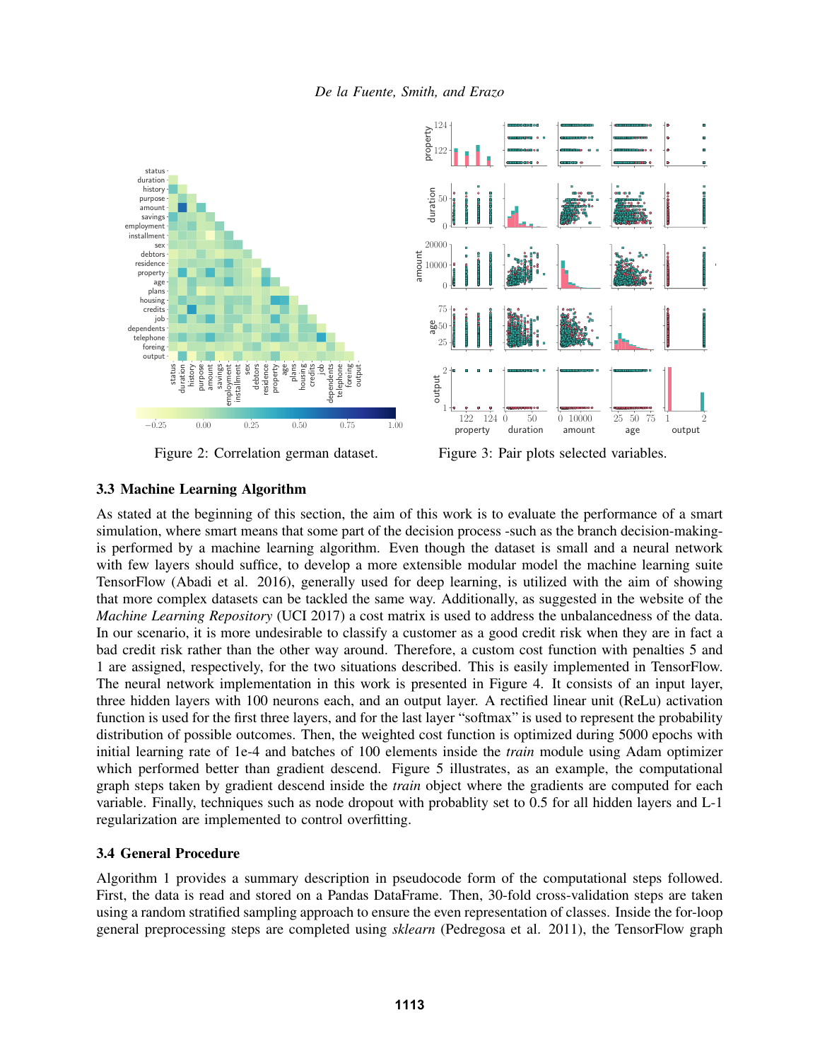Figure 2: Correlation german dataset.

Figure 3: Pair plots selected variables.

### 3.3 Machine Learning Algorithm

As stated at the beginning of this section, the aim of this work is to evaluate the performance of a smart simulation, where smart means that some part of the decision process -such as the branch decision-making- is performed by a machine learning algorithm. Even though the dataset is small and a neural network with few layers should suffice, to develop a more extensible modular model the machine learning suite TensorFlow (Abadi et al. 2016), generally used for deep learning, is utilized with the aim of showing that more complex datasets can be tackled the same way. Additionally, as suggested in the website of the *Machine Learning Repository* (UCI 2017) a cost matrix is used to address the unbalancedness of the data. In our scenario, it is more undesirable to classify a customer as a good credit risk when they are in fact a bad credit risk rather than the other way around. Therefore, a custom cost function with penalties 5 and 1 are assigned, respectively, for the two situations described. This is easily implemented in TensorFlow. The neural network implementation in this work is presented in Figure 4. It consists of an input layer, three hidden layers with 100 neurons each, and an output layer. A rectified linear unit (ReLu) activation function is used for the first three layers, and for the last layer "softmax" is used to represent the probability distribution of possible outcomes. Then, the weighted cost function is optimized during 5000 epochs with initial learning rate of 1e-4 and batches of 100 elements inside the *train* module using Adam optimizer which performed better than gradient descend. Figure 5 illustrates, as an example, the computational graph steps taken by gradient descend inside the *train* object where the gradients are computed for each variable. Finally, techniques such as node dropout with probablity set to 0.5 for all hidden layers and L-1 regularization are implemented to control overfitting.

### 3.4 General Procedure

Algorithm 1 provides a summary description in pseudocode form of the computational steps followed. First, the data is read and stored on a Pandas DataFrame. Then, 30-fold cross-validation steps are taken using a random stratified sampling approach to ensure the even representation of classes. Inside the for-loop general preprocessing steps are completed using *sklearn* (Pedregosa et al. 2011), the TensorFlow graph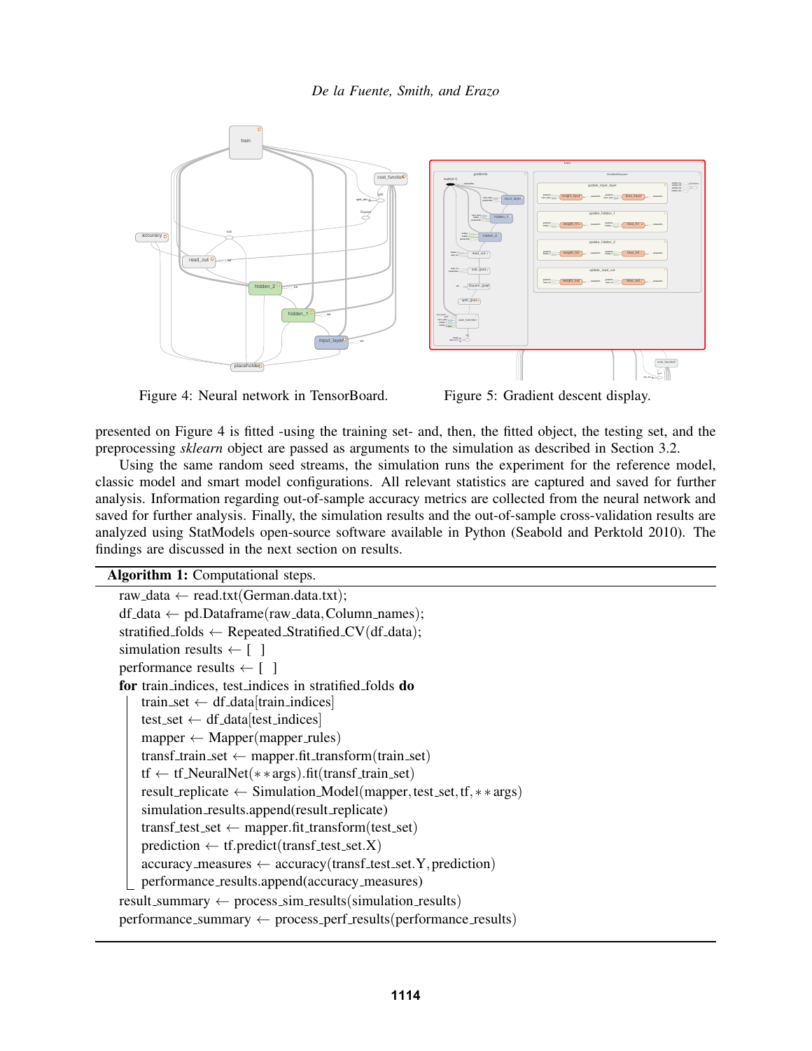Figure 4: Neural network in TensorBoard.

Figure 5: Gradient descent display.

presented on Figure 4 is fitted -using the training set- and, then, the fitted object, the testing set, and the preprocessing *sklearn* object are passed as arguments to the simulation as described in Section 3.2.

Using the same random seed streams, the simulation runs the experiment for the reference model, classic model and smart model configurations. All relevant statistics are captured and saved for further analysis. Information regarding out-of-sample accuracy metrics are collected from the neural network and saved for further analysis. Finally, the simulation results and the out-of-sample cross-validation results are analyzed using StatModels open-source software available in Python (Seabold and Perktold 2010). The findings are discussed in the next section on results.

**Algorithm 1:** Computational steps.

```
raw_data ← read.txt(German.data.txt);
df_data ← pd.Dataframe(raw_data, Column_names);
stratified_folds ← Repeated_Stratified_CV(df_data);
simulation results ← [ ]
performance results ← [ ]
for train_indices, test_indices in stratified_folds do
    train_set ← df_data[train_indices]
    test_set ← df_data[test_indices]
    mapper ← Mapper(mapper_rules)
    transf_train_set ← mapper.fit_transform(train_set)
    tf ← tf_NeuralNet(**args).fit(transf_train_set)
    result_replicate ← Simulation_Model(mapper, test_set, tf, **args)
    simulation_results.append(result_replicate)
    transf_test_set ← mapper.fit_transform(test_set)
    prediction ← tf.predict(transf_test_set.X)
    accuracy_measures ← accuracy(transf_test_set.Y, prediction)
    performance_results.append(accuracy_measures)
result_summary ← process_sim_results(simulation_results)
performance_summary ← process_perf_results(performance_results)
```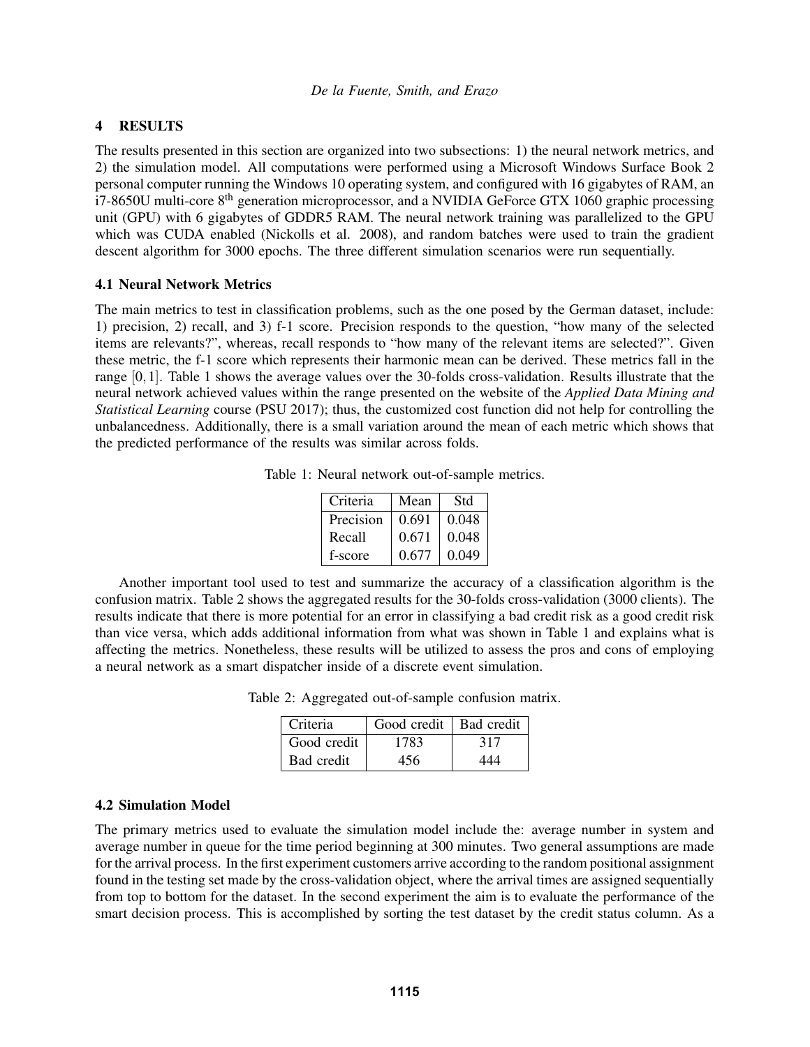## 4 RESULTS

The results presented in this section are organized into two subsections: 1) the neural network metrics, and 2) the simulation model. All computations were performed using a Microsoft Windows Surface Book 2 personal computer running the Windows 10 operating system, and configured with 16 gigabytes of RAM, an i7-8650U multi-core 8th generation microprocessor, and a NVIDIA GeForce GTX 1060 graphic processing unit (GPU) with 6 gigabytes of GDDR5 RAM. The neural network training was parallelized to the GPU which was CUDA enabled (Nickolls et al. 2008), and random batches were used to train the gradient descent algorithm for 3000 epochs. The three different simulation scenarios were run sequentially.

### 4.1 Neural Network Metrics

The main metrics to test in classification problems, such as the one posed by the German dataset, include: 1) precision, 2) recall, and 3) f-1 score. Precision responds to the question, "how many of the selected items are relevants?", whereas, recall responds to "how many of the relevant items are selected?". Given these metric, the f-1 score which represents their harmonic mean can be derived. These metrics fall in the range $[0,1]$. Table 1 shows the average values over the 30-folds cross-validation. Results illustrate that the neural network achieved values within the range presented on the website of the *Applied Data Mining and Statistical Learning* course (PSU 2017); thus, the customized cost function did not help for controlling the unbalancedness. Additionally, there is a small variation around the mean of each metric which shows that the predicted performance of the results was similar across folds.

Table 1: Neural network out-of-sample metrics.

| Criteria | Mean | Std |
|---|---|---|
| Precision | 0.691 | 0.048 |
| Recall | 0.671 | 0.048 |
| f-score | 0.677 | 0.049 |

Another important tool used to test and summarize the accuracy of a classification algorithm is the confusion matrix. Table 2 shows the aggregated results for the 30-folds cross-validation (3000 clients). The results indicate that there is more potential for an error in classifying a bad credit risk as a good credit risk than vice versa, which adds additional information from what was shown in Table 1 and explains what is affecting the metrics. Nonetheless, these results will be utilized to assess the pros and cons of employing a neural network as a smart dispatcher inside of a discrete event simulation.

Table 2: Aggregated out-of-sample confusion matrix.

| Criteria | Good credit | Bad credit |
|---|---|---|
| Good credit | 1783 | 317 |
| Bad credit | 456 | 444 |

### 4.2 Simulation Model

The primary metrics used to evaluate the simulation model include the: average number in system and average number in queue for the time period beginning at 300 minutes. Two general assumptions are made for the arrival process. In the first experiment customers arrive according to the random positional assignment found in the testing set made by the cross-validation object, where the arrival times are assigned sequentially from top to bottom for the dataset. In the second experiment the aim is to evaluate the performance of the smart decision process. This is accomplished by sorting the test dataset by the credit status column. As a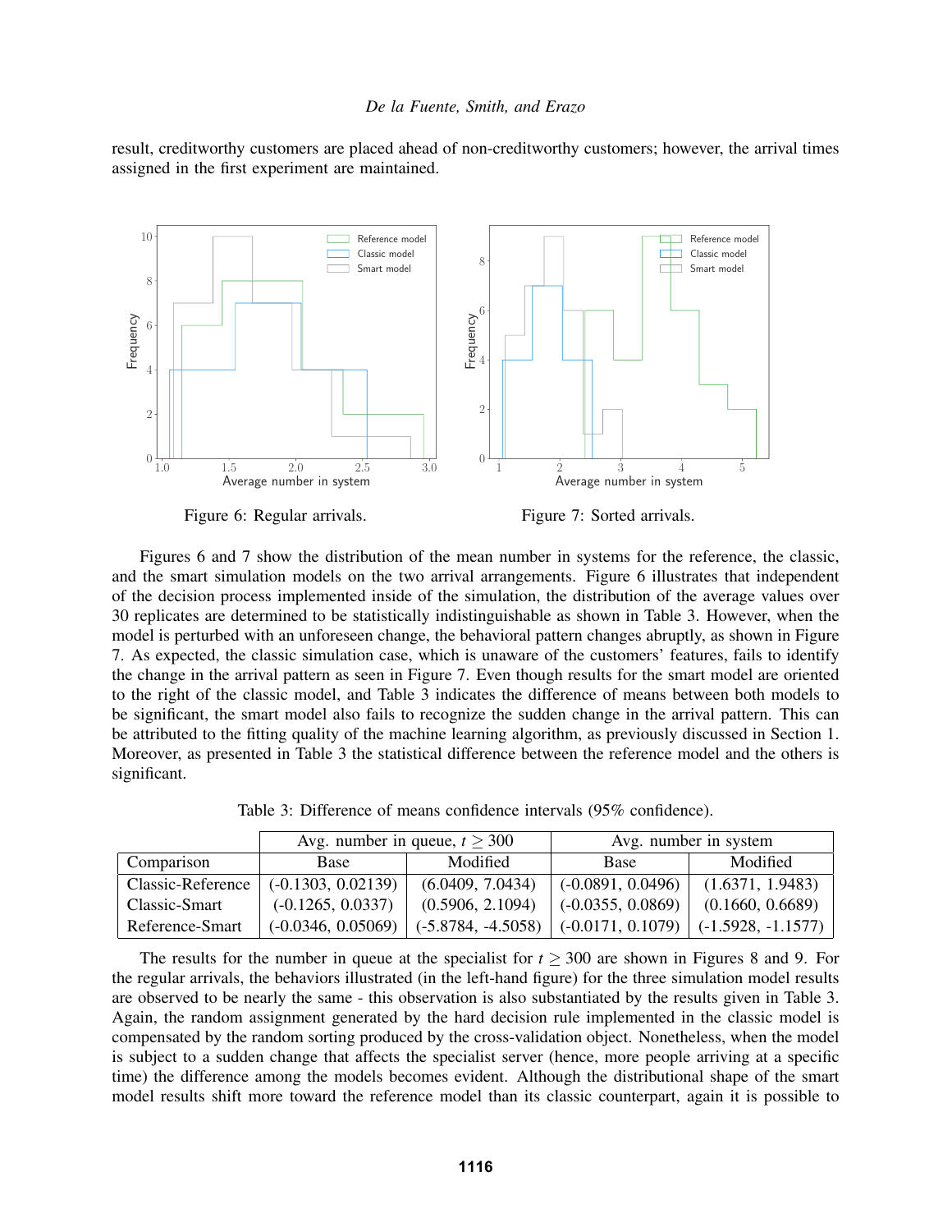result, creditworthy customers are placed ahead of non-creditworthy customers; however, the arrival times assigned in the first experiment are maintained.

Figure 6: Regular arrivals.

Figure 7: Sorted arrivals.

Figures 6 and 7 show the distribution of the mean number in systems for the reference, the classic, and the smart simulation models on the two arrival arrangements. Figure 6 illustrates that independent of the decision process implemented inside of the simulation, the distribution of the average values over 30 replicates are determined to be statistically indistinguishable as shown in Table 3. However, when the model is perturbed with an unforeseen change, the behavioral pattern changes abruptly, as shown in Figure 7. As expected, the classic simulation case, which is unaware of the customers' features, fails to identify the change in the arrival pattern as seen in Figure 7. Even though results for the smart model are oriented to the right of the classic model, and Table 3 indicates the difference of means between both models to be significant, the smart model also fails to recognize the sudden change in the arrival pattern. This can be attributed to the fitting quality of the machine learning algorithm, as previously discussed in Section 1. Moreover, as presented in Table 3 the statistical difference between the reference model and the others is significant.

Table 3: Difference of means confidence intervals (95% confidence).

| | Avg. number in queue, $t \geq 300$ | | Avg. number in system | |
|---|---|---|---|---|
| Comparison | Base | Modified | Base | Modified |
| Classic-Reference | (-0.1303, 0.02139) | (6.0409, 7.0434) | (-0.0891, 0.0496) | (1.6371, 1.9483) |
| Classic-Smart | (-0.1265, 0.0337) | (0.5906, 2.1094) | (-0.0355, 0.0869) | (0.1660, 0.6689) |
| Reference-Smart | (-0.0346, 0.05069) | (-5.8784, -4.5058) | (-0.0171, 0.1079) | (-1.5928, -1.1577) |

The results for the number in queue at the specialist for $t \geq 300$ are shown in Figures 8 and 9. For the regular arrivals, the behaviors illustrated (in the left-hand figure) for the three simulation model results are observed to be nearly the same - this observation is also substantiated by the results given in Table 3. Again, the random assignment generated by the hard decision rule implemented in the classic model is compensated by the random sorting produced by the cross-validation object. Nonetheless, when the model is subject to a sudden change that affects the specialist server (hence, more people arriving at a specific time) the difference among the models becomes evident. Although the distributional shape of the smart model results shift more toward the reference model than its classic counterpart, again it is possible to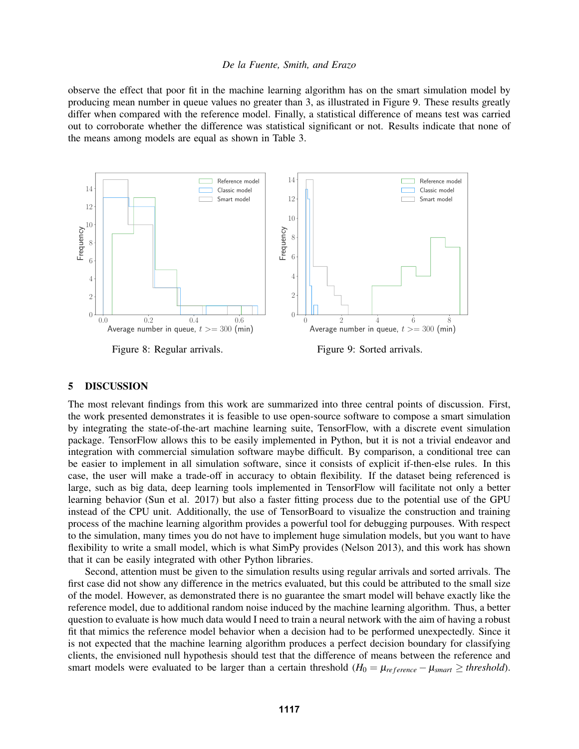observe the effect that poor fit in the machine learning algorithm has on the smart simulation model by producing mean number in queue values no greater than 3, as illustrated in Figure 9. These results greatly differ when compared with the reference model. Finally, a statistical difference of means test was carried out to corroborate whether the difference was statistical significant or not. Results indicate that none of the means among models are equal as shown in Table 3.

Figure 8: Regular arrivals.

Figure 9: Sorted arrivals.

## 5 DISCUSSION

The most relevant findings from this work are summarized into three central points of discussion. First, the work presented demonstrates it is feasible to use open-source software to compose a smart simulation by integrating the state-of-the-art machine learning suite, TensorFlow, with a discrete event simulation package. TensorFlow allows this to be easily implemented in Python, but it is not a trivial endeavor and integration with commercial simulation software maybe difficult. By comparison, a conditional tree can be easier to implement in all simulation software, since it consists of explicit if-then-else rules. In this case, the user will make a trade-off in accuracy to obtain flexibility. If the dataset being referenced is large, such as big data, deep learning tools implemented in TensorFlow will facilitate not only a better learning behavior (Sun et al. 2017) but also a faster fitting process due to the potential use of the GPU instead of the CPU unit. Additionally, the use of TensorBoard to visualize the construction and training process of the machine learning algorithm provides a powerful tool for debugging purpouses. With respect to the simulation, many times you do not have to implement huge simulation models, but you want to have flexibility to write a small model, which is what SimPy provides (Nelson 2013), and this work has shown that it can be easily integrated with other Python libraries.

Second, attention must be given to the simulation results using regular arrivals and sorted arrivals. The first case did not show any difference in the metrics evaluated, but this could be attributed to the small size of the model. However, as demonstrated there is no guarantee the smart model will behave exactly like the reference model, due to additional random noise induced by the machine learning algorithm. Thus, a better question to evaluate is how much data would I need to train a neural network with the aim of having a robust fit that mimics the reference model behavior when a decision had to be performed unexpectedly. Since it is not expected that the machine learning algorithm produces a perfect decision boundary for classifying clients, the envisioned null hypothesis should test that the difference of means between the reference and smart models were evaluated to be larger than a certain threshold ($H_0 = \mu_{reference} - \mu_{smart} \geq threshold$).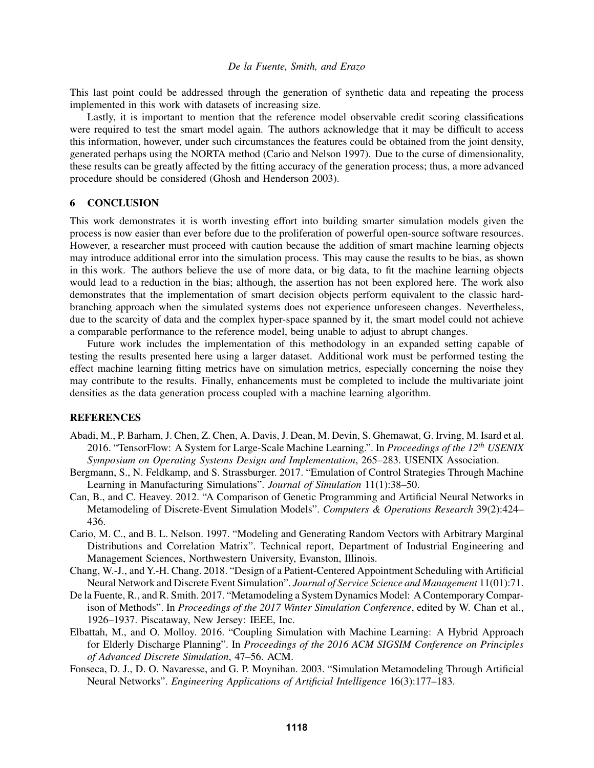This last point could be addressed through the generation of synthetic data and repeating the process implemented in this work with datasets of increasing size.

Lastly, it is important to mention that the reference model observable credit scoring classifications were required to test the smart model again. The authors acknowledge that it may be difficult to access this information, however, under such circumstances the features could be obtained from the joint density, generated perhaps using the NORTA method (Cario and Nelson 1997). Due to the curse of dimensionality, these results can be greatly affected by the fitting accuracy of the generation process; thus, a more advanced procedure should be considered (Ghosh and Henderson 2003).

## 6 CONCLUSION

This work demonstrates it is worth investing effort into building smarter simulation models given the process is now easier than ever before due to the proliferation of powerful open-source software resources. However, a researcher must proceed with caution because the addition of smart machine learning objects may introduce additional error into the simulation process. This may cause the results to be bias, as shown in this work. The authors believe the use of more data, or big data, to fit the machine learning objects would lead to a reduction in the bias; although, the assertion has not been explored here. The work also demonstrates that the implementation of smart decision objects perform equivalent to the classic hard-branching approach when the simulated systems does not experience unforeseen changes. Nevertheless, due to the scarcity of data and the complex hyper-space spanned by it, the smart model could not achieve a comparable performance to the reference model, being unable to adjust to abrupt changes.

Future work includes the implementation of this methodology in an expanded setting capable of testing the results presented here using a larger dataset. Additional work must be performed testing the effect machine learning fitting metrics have on simulation metrics, especially concerning the noise they may contribute to the results. Finally, enhancements must be completed to include the multivariate joint densities as the data generation process coupled with a machine learning algorithm.

## REFERENCES

Abadi, M., P. Barham, J. Chen, Z. Chen, A. Davis, J. Dean, M. Devin, S. Ghemawat, G. Irving, M. Isard et al. 2016. "TensorFlow: A System for Large-Scale Machine Learning.". In *Proceedings of the 12th USENIX Symposium on Operating Systems Design and Implementation*, 265–283. USENIX Association.

Bergmann, S., N. Feldkamp, and S. Strassburger. 2017. "Emulation of Control Strategies Through Machine Learning in Manufacturing Simulations". *Journal of Simulation* 11(1):38–50.

Can, B., and C. Heavey. 2012. "A Comparison of Genetic Programming and Artificial Neural Networks in Metamodeling of Discrete-Event Simulation Models". *Computers & Operations Research* 39(2):424–436.

Cario, M. C., and B. L. Nelson. 1997. "Modeling and Generating Random Vectors with Arbitrary Marginal Distributions and Correlation Matrix". Technical report, Department of Industrial Engineering and Management Sciences, Northwestern University, Evanston, Illinois.

Chang, W.-J., and Y.-H. Chang. 2018. "Design of a Patient-Centered Appointment Scheduling with Artificial Neural Network and Discrete Event Simulation". *Journal of Service Science and Management* 11(01):71.

De la Fuente, R., and R. Smith. 2017. "Metamodeling a System Dynamics Model: A Contemporary Comparison of Methods". In *Proceedings of the 2017 Winter Simulation Conference*, edited by W. Chan et al., 1926–1937. Piscataway, New Jersey: IEEE, Inc.

Elbattah, M., and O. Molloy. 2016. "Coupling Simulation with Machine Learning: A Hybrid Approach for Elderly Discharge Planning". In *Proceedings of the 2016 ACM SIGSIM Conference on Principles of Advanced Discrete Simulation*, 47–56. ACM.

Fonseca, D. J., D. O. Navaresse, and G. P. Moynihan. 2003. "Simulation Metamodeling Through Artificial Neural Networks". *Engineering Applications of Artificial Intelligence* 16(3):177–183.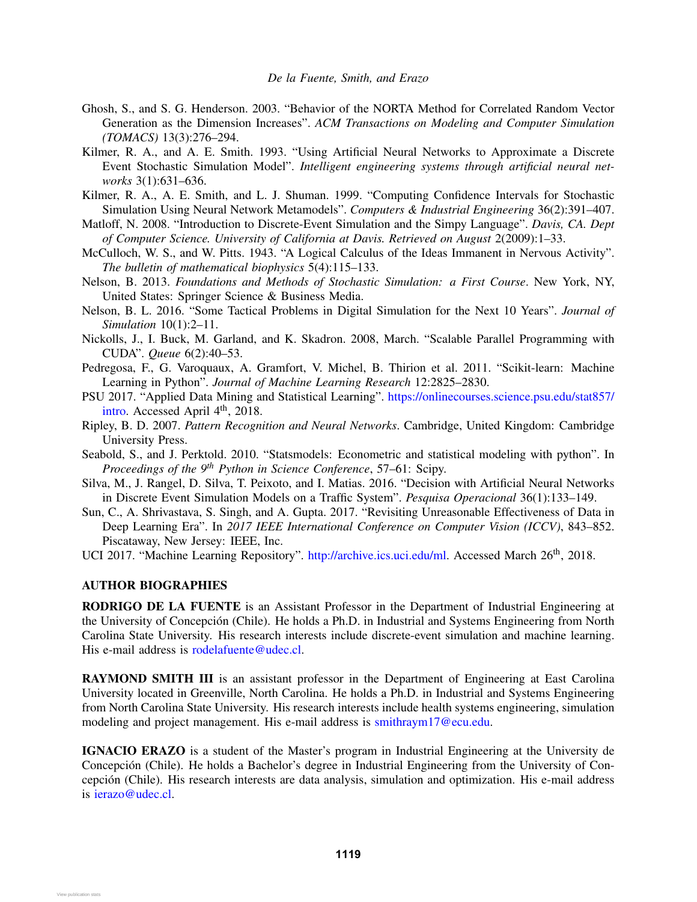Ghosh, S., and S. G. Henderson. 2003. "Behavior of the NORTA Method for Correlated Random Vector Generation as the Dimension Increases". *ACM Transactions on Modeling and Computer Simulation (TOMACS)* 13(3):276–294.

Kilmer, R. A., and A. E. Smith. 1993. "Using Artificial Neural Networks to Approximate a Discrete Event Stochastic Simulation Model". *Intelligent engineering systems through artificial neural networks* 3(1):631–636.

Kilmer, R. A., A. E. Smith, and L. J. Shuman. 1999. "Computing Confidence Intervals for Stochastic Simulation Using Neural Network Metamodels". *Computers & Industrial Engineering* 36(2):391–407.

Matloff, N. 2008. "Introduction to Discrete-Event Simulation and the Simpy Language". *Davis, CA. Dept of Computer Science. University of California at Davis. Retrieved on August* 2(2009):1–33.

McCulloch, W. S., and W. Pitts. 1943. "A Logical Calculus of the Ideas Immanent in Nervous Activity". *The bulletin of mathematical biophysics* 5(4):115–133.

Nelson, B. 2013. *Foundations and Methods of Stochastic Simulation: a First Course*. New York, NY, United States: Springer Science & Business Media.

Nelson, B. L. 2016. "Some Tactical Problems in Digital Simulation for the Next 10 Years". *Journal of Simulation* 10(1):2–11.

Nickolls, J., I. Buck, M. Garland, and K. Skadron. 2008, March. "Scalable Parallel Programming with CUDA". *Queue* 6(2):40–53.

Pedregosa, F., G. Varoquaux, A. Gramfort, V. Michel, B. Thirion et al. 2011. "Scikit-learn: Machine Learning in Python". *Journal of Machine Learning Research* 12:2825–2830.

PSU 2017. "Applied Data Mining and Statistical Learning". https://onlinecourses.science.psu.edu/stat857/intro. Accessed April 4th, 2018.

Ripley, B. D. 2007. *Pattern Recognition and Neural Networks*. Cambridge, United Kingdom: Cambridge University Press.

Seabold, S., and J. Perktold. 2010. "Statsmodels: Econometric and statistical modeling with python". In *Proceedings of the 9th Python in Science Conference*, 57–61: Scipy.

Silva, M., J. Rangel, D. Silva, T. Peixoto, and I. Matias. 2016. "Decision with Artificial Neural Networks in Discrete Event Simulation Models on a Traffic System". *Pesquisa Operacional* 36(1):133–149.

Sun, C., A. Shrivastava, S. Singh, and A. Gupta. 2017. "Revisiting Unreasonable Effectiveness of Data in Deep Learning Era". In *2017 IEEE International Conference on Computer Vision (ICCV)*, 843–852. Piscataway, New Jersey: IEEE, Inc.

UCI 2017. "Machine Learning Repository". http://archive.ics.uci.edu/ml. Accessed March 26th, 2018.

## AUTHOR BIOGRAPHIES

**RODRIGO DE LA FUENTE** is an Assistant Professor in the Department of Industrial Engineering at the University of Concepción (Chile). He holds a Ph.D. in Industrial and Systems Engineering from North Carolina State University. His research interests include discrete-event simulation and machine learning. His e-mail address is rodelafuente@udec.cl.

**RAYMOND SMITH III** is an assistant professor in the Department of Engineering at East Carolina University located in Greenville, North Carolina. He holds a Ph.D. in Industrial and Systems Engineering from North Carolina State University. His research interests include health systems engineering, simulation modeling and project management. His e-mail address is smithraym17@ecu.edu.

**IGNACIO ERAZO** is a student of the Master's program in Industrial Engineering at the University de Concepción (Chile). He holds a Bachelor's degree in Industrial Engineering from the University of Concepción (Chile). His research interests are data analysis, simulation and optimization. His e-mail address is ierazo@udec.cl.